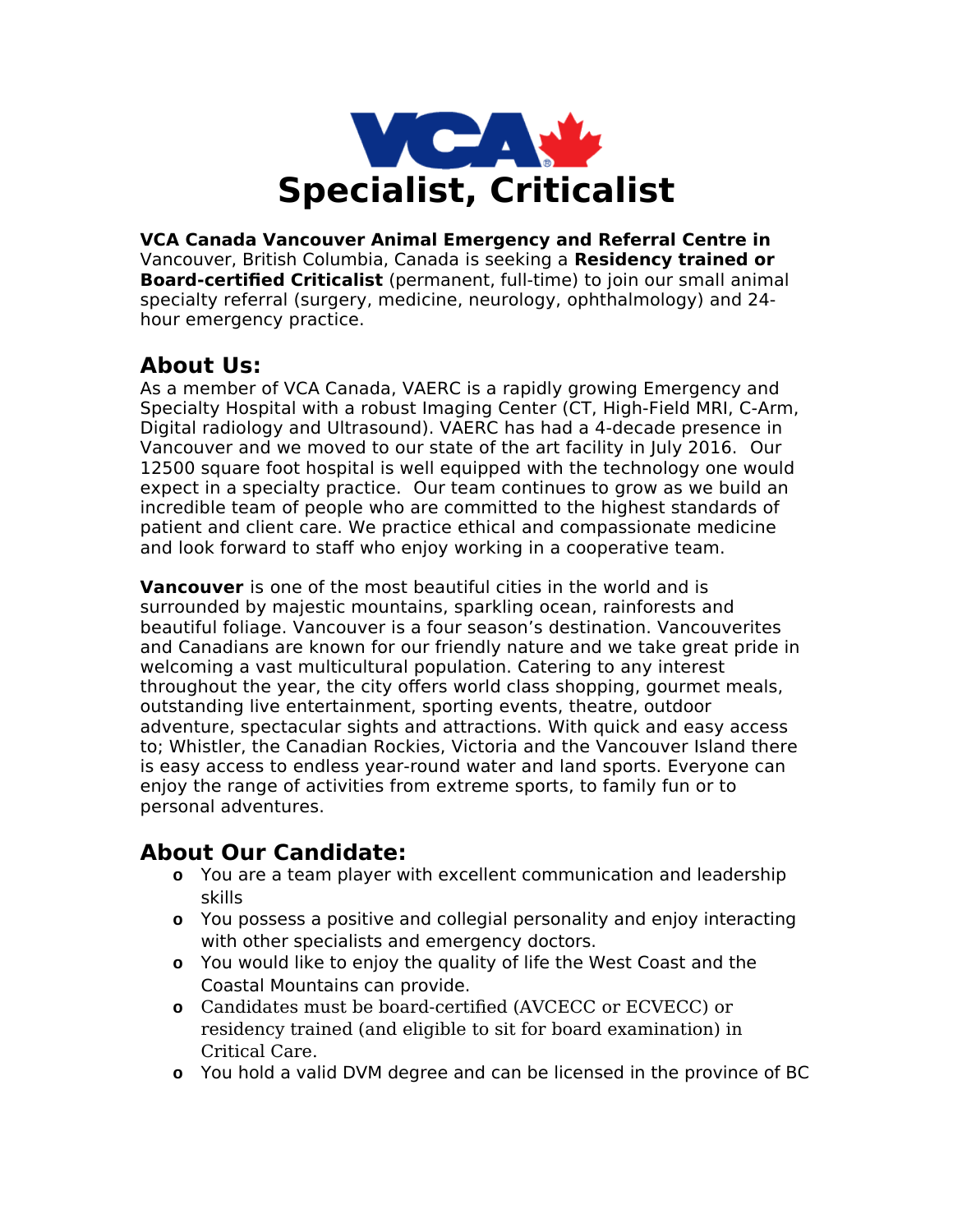# Specialist, Criticalist

**VCA Canada Vancouver Animal Emergency and Referral Centre in** Vancouver, British Columbia, Canada is seeking a **Residency trained or Board-certified Criticalist** (permanent, full-time) to join our small animal specialty referral (surgery, medicine, neurology, ophthalmology) and 24-hour emergency practice.

## About Us:

As a member of VCA Canada, VAERC is a rapidly growing Emergency and Specialty Hospital with a robust Imaging Center (CT, High-Field MRI, C-Arm, Digital radiology and Ultrasound). VAERC has had a 4-decade presence in Vancouver and we moved to our state of the art facility in July 2016. Our 12500 square foot hospital is well equipped with the technology one would expect in a specialty practice. Our team continues to grow as we build an incredible team of people who are committed to the highest standards of patient and client care. We practice ethical and compassionate medicine and look forward to staff who enjoy working in a cooperative team.

**Vancouver** is one of the most beautiful cities in the world and is surrounded by majestic mountains, sparkling ocean, rainforests and beautiful foliage. Vancouver is a four season's destination. Vancouverites and Canadians are known for our friendly nature and we take great pride in welcoming a vast multicultural population. Catering to any interest throughout the year, the city offers world class shopping, gourmet meals, outstanding live entertainment, sporting events, theatre, outdoor adventure, spectacular sights and attractions. With quick and easy access to; Whistler, the Canadian Rockies, Victoria and the Vancouver Island there is easy access to endless year-round water and land sports. Everyone can enjoy the range of activities from extreme sports, to family fun or to personal adventures.

## About Our Candidate:

- You are a team player with excellent communication and leadership skills
- You possess a positive and collegial personality and enjoy interacting with other specialists and emergency doctors.
- You would like to enjoy the quality of life the West Coast and the Coastal Mountains can provide.
- Candidates must be board-certified (AVCECC or ECVECC) or residency trained (and eligible to sit for board examination) in Critical Care.
- You hold a valid DVM degree and can be licensed in the province of BC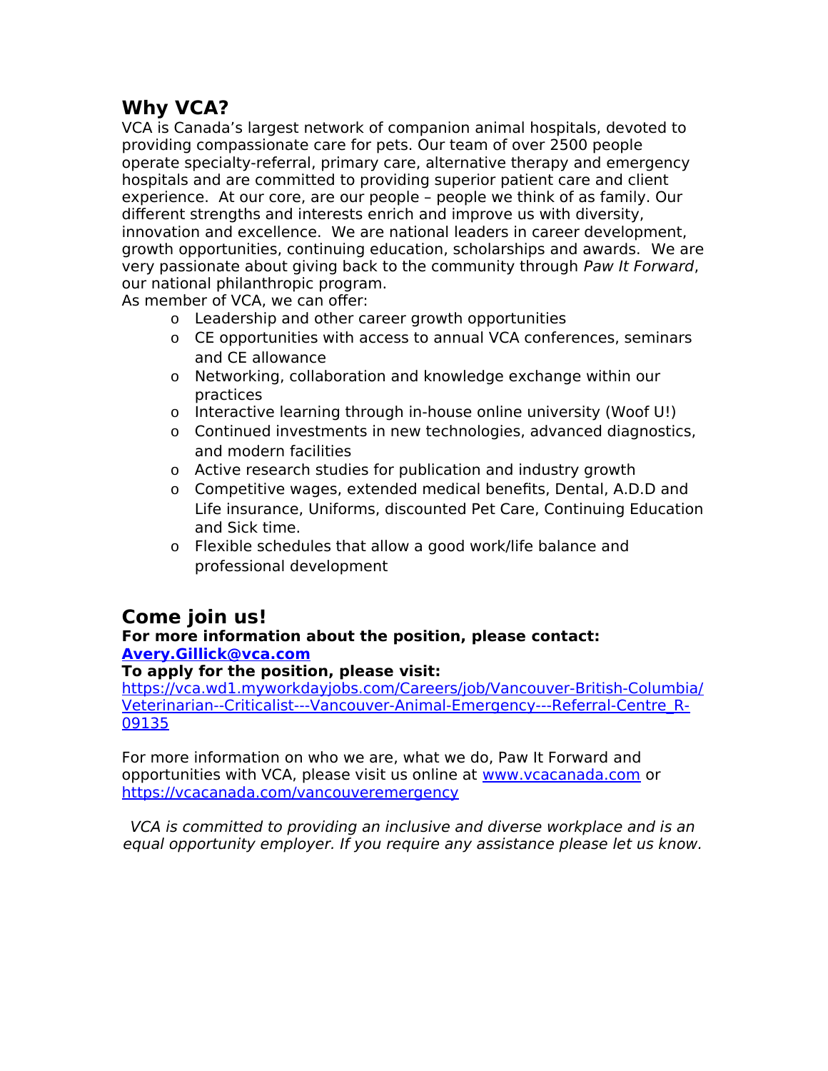## Why VCA?

VCA is Canada's largest network of companion animal hospitals, devoted to providing compassionate care for pets. Our team of over 2500 people operate specialty-referral, primary care, alternative therapy and emergency hospitals and are committed to providing superior patient care and client experience. At our core, are our people – people we think of as family. Our different strengths and interests enrich and improve us with diversity, innovation and excellence. We are national leaders in career development, growth opportunities, continuing education, scholarships and awards. We are very passionate about giving back to the community through *Paw It Forward*, our national philanthropic program.

As member of VCA, we can offer:

- Leadership and other career growth opportunities
- CE opportunities with access to annual VCA conferences, seminars and CE allowance
- Networking, collaboration and knowledge exchange within our practices
- Interactive learning through in-house online university (Woof U!)
- Continued investments in new technologies, advanced diagnostics, and modern facilities
- Active research studies for publication and industry growth
- Competitive wages, extended medical benefits, Dental, A.D.D and Life insurance, Uniforms, discounted Pet Care, Continuing Education and Sick time.
- Flexible schedules that allow a good work/life balance and professional development

## Come join us!

**For more information about the position, please contact:**
**[Avery.Gillick@vca.com](mailto:Avery.Gillick@vca.com)**
**To apply for the position, please visit:**
[https://vca.wd1.myworkdayjobs.com/Careers/job/Vancouver-British-Columbia/Veterinarian--Criticalist---Vancouver-Animal-Emergency---Referral-Centre_R-09135](https://vca.wd1.myworkdayjobs.com/Careers/job/Vancouver-British-Columbia/Veterinarian--Criticalist---Vancouver-Animal-Emergency---Referral-Centre_R-09135)

For more information on who we are, what we do, Paw It Forward and opportunities with VCA, please visit us online at [www.vcacanada.com](http://www.vcacanada.com) or [https://vcacanada.com/vancouveremergency](https://vcacanada.com/vancouveremergency)

*VCA is committed to providing an inclusive and diverse workplace and is an equal opportunity employer. If you require any assistance please let us know.*